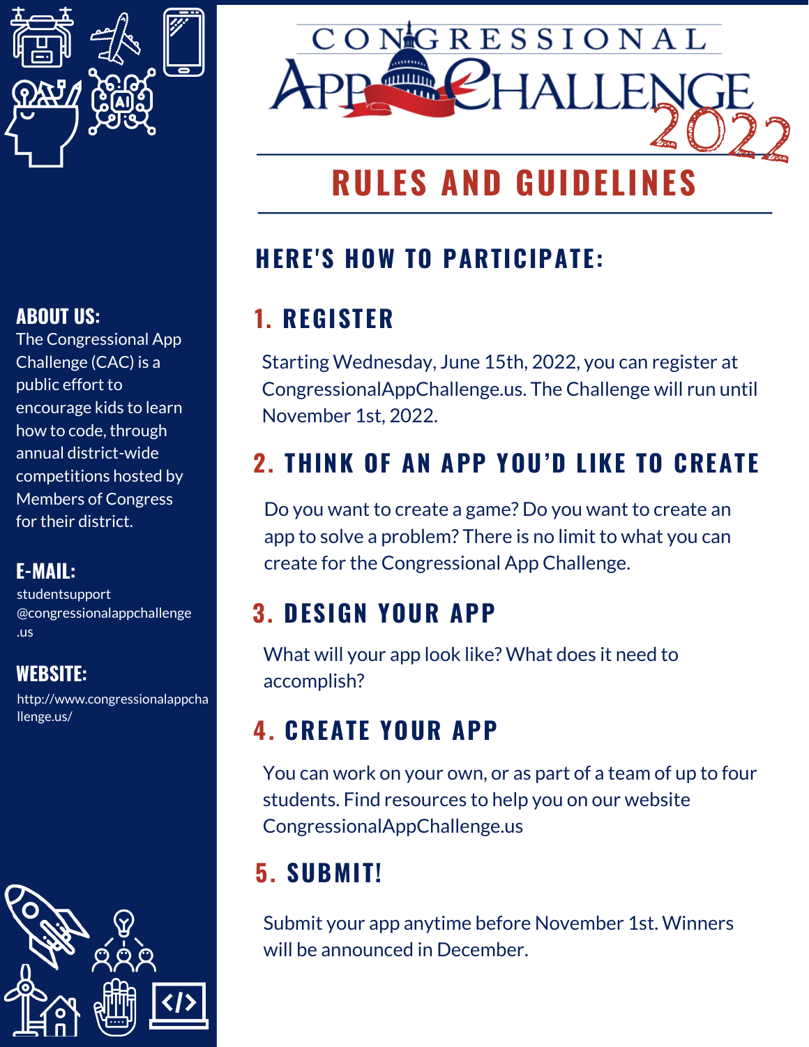# Congressional App Challenge 2022

## RULES AND GUIDELINES

### HERE'S HOW TO PARTICIPATE:

### 1. REGISTER

Starting Wednesday, June 15th, 2022, you can register at CongressionalAppChallenge.us. The Challenge will run until November 1st, 2022.

### 2. THINK OF AN APP YOU'D LIKE TO CREATE

Do you want to create a game? Do you want to create an app to solve a problem? There is no limit to what you can create for the Congressional App Challenge.

### 3. DESIGN YOUR APP

What will your app look like? What does it need to accomplish?

### 4. CREATE YOUR APP

You can work on your own, or as part of a team of up to four students. Find resources to help you on our website CongressionalAppChallenge.us

### 5. SUBMIT!

Submit your app anytime before November 1st. Winners will be announced in December.

**ABOUT US:**

The Congressional App Challenge (CAC) is a public effort to encourage kids to learn how to code, through annual district-wide competitions hosted by Members of Congress for their district.

**E-MAIL:**

studentsupport@congressionalappchallenge.us

**WEBSITE:**

http://www.congressionalappchallenge.us/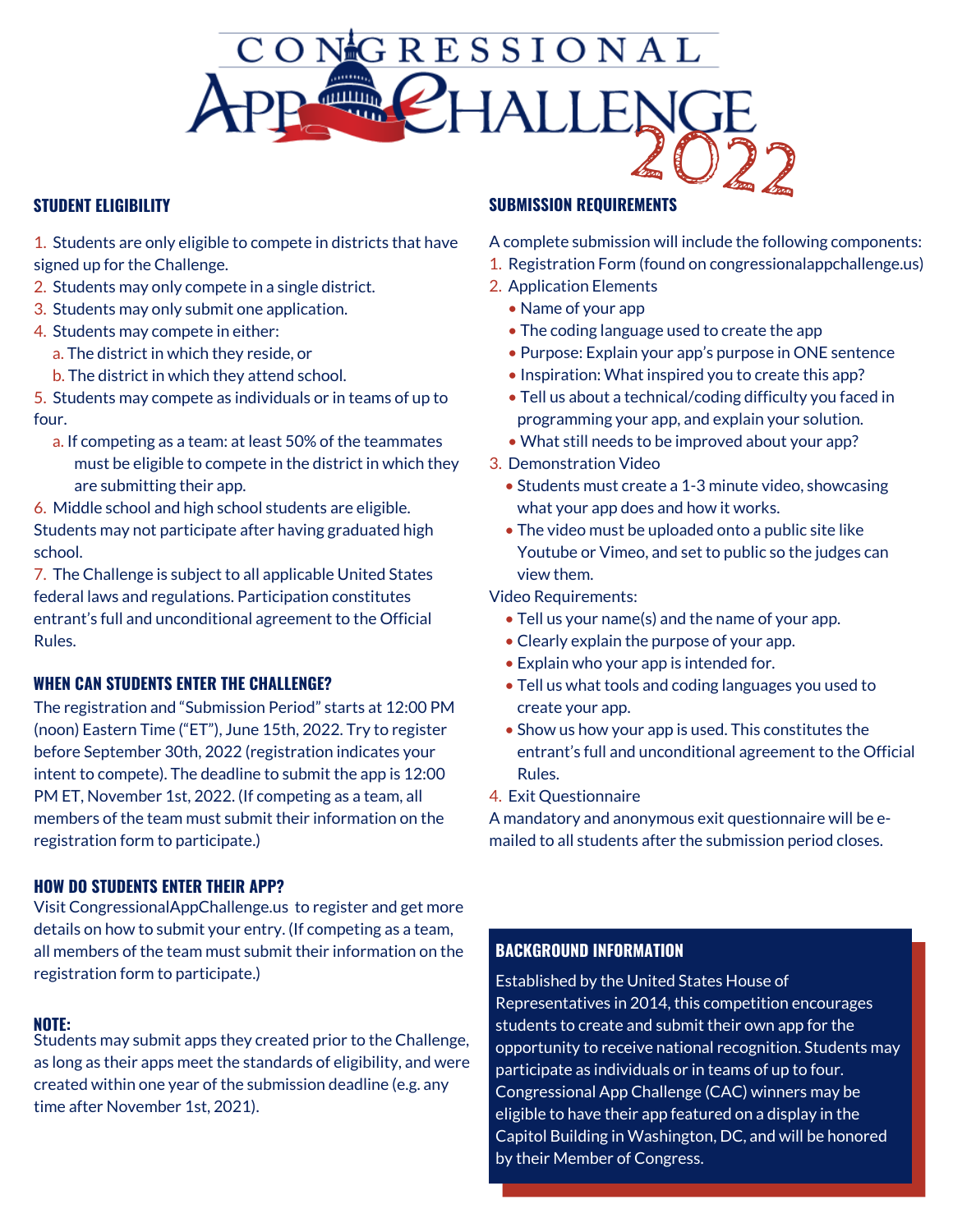# CONGRESSIONAL APP CHALLENGE 2022

## STUDENT ELIGIBILITY

1. Students are only eligible to compete in districts that have signed up for the Challenge.
2. Students may only compete in a single district.
3. Students may only submit one application.
4. Students may compete in either:
   a. The district in which they reside, or
   b. The district in which they attend school.
5. Students may compete as individuals or in teams of up to four.
   a. If competing as a team: at least 50% of the teammates must be eligible to compete in the district in which they are submitting their app.
6. Middle school and high school students are eligible. Students may not participate after having graduated high school.
7. The Challenge is subject to all applicable United States federal laws and regulations. Participation constitutes entrant's full and unconditional agreement to the Official Rules.

## WHEN CAN STUDENTS ENTER THE CHALLENGE?

The registration and "Submission Period" starts at 12:00 PM (noon) Eastern Time ("ET"), June 15th, 2022. Try to register before September 30th, 2022 (registration indicates your intent to compete). The deadline to submit the app is 12:00 PM ET, November 1st, 2022. (If competing as a team, all members of the team must submit their information on the registration form to participate.)

## HOW DO STUDENTS ENTER THEIR APP?

Visit CongressionalAppChallenge.us to register and get more details on how to submit your entry. (If competing as a team, all members of the team must submit their information on the registration form to participate.)

## NOTE:

Students may submit apps they created prior to the Challenge, as long as their apps meet the standards of eligibility, and were created within one year of the submission deadline (e.g. any time after November 1st, 2021).

## SUBMISSION REQUIREMENTS

A complete submission will include the following components:

1. Registration Form (found on congressionalappchallenge.us)
2. Application Elements
   - Name of your app
   - The coding language used to create the app
   - Purpose: Explain your app's purpose in ONE sentence
   - Inspiration: What inspired you to create this app?
   - Tell us about a technical/coding difficulty you faced in programming your app, and explain your solution.
   - What still needs to be improved about your app?
3. Demonstration Video
   - Students must create a 1-3 minute video, showcasing what your app does and how it works.
   - The video must be uploaded onto a public site like Youtube or Vimeo, and set to public so the judges can view them.

Video Requirements:

- Tell us your name(s) and the name of your app.
- Clearly explain the purpose of your app.
- Explain who your app is intended for.
- Tell us what tools and coding languages you used to create your app.
- Show us how your app is used. This constitutes the entrant's full and unconditional agreement to the Official Rules.

4. Exit Questionnaire

A mandatory and anonymous exit questionnaire will be e-mailed to all students after the submission period closes.

## BACKGROUND INFORMATION

Established by the United States House of Representatives in 2014, this competition encourages students to create and submit their own app for the opportunity to receive national recognition. Students may participate as individuals or in teams of up to four. Congressional App Challenge (CAC) winners may be eligible to have their app featured on a display in the Capitol Building in Washington, DC, and will be honored by their Member of Congress.